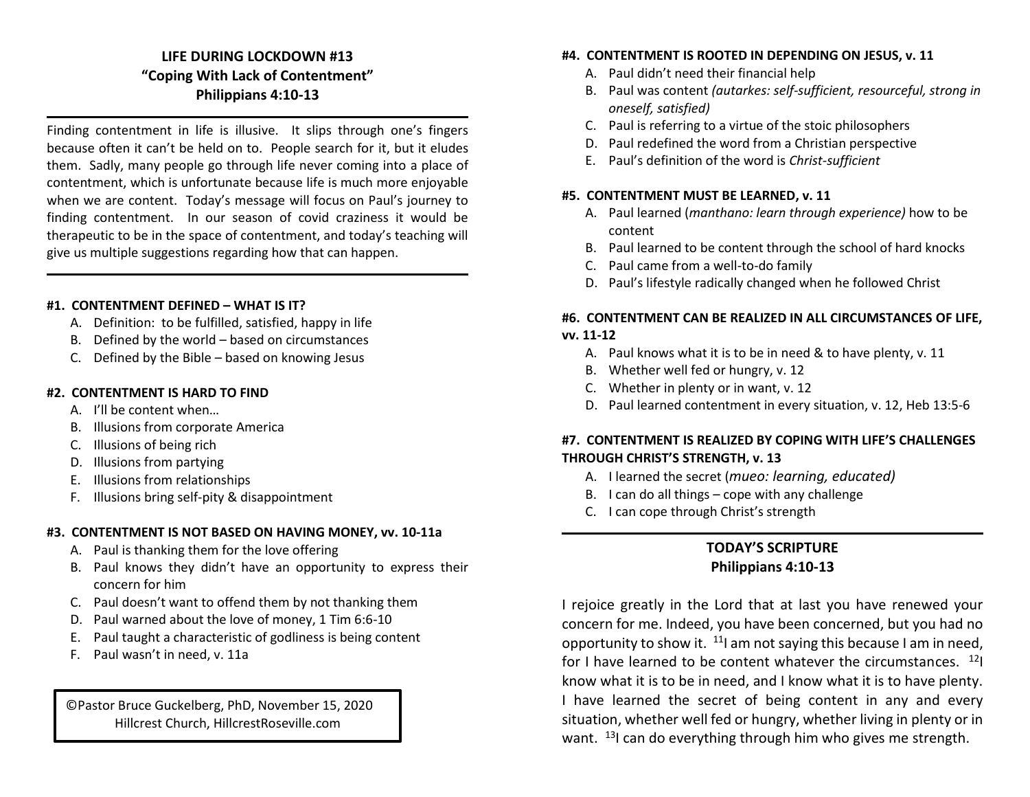# LIFE DURING LOCKDOWN #13
## "Coping With Lack of Contentment"
## Philippians 4:10-13

Finding contentment in life is illusive. It slips through one's fingers because often it can't be held on to. People search for it, but it eludes them. Sadly, many people go through life never coming into a place of contentment, which is unfortunate because life is much more enjoyable when we are content. Today's message will focus on Paul's journey to finding contentment. In our season of covid craziness it would be therapeutic to be in the space of contentment, and today's teaching will give us multiple suggestions regarding how that can happen.

### #1. CONTENTMENT DEFINED – WHAT IS IT?

A. Definition: to be fulfilled, satisfied, happy in life
B. Defined by the world – based on circumstances
C. Defined by the Bible – based on knowing Jesus

### #2. CONTENTMENT IS HARD TO FIND

A. I'll be content when…
B. Illusions from corporate America
C. Illusions of being rich
D. Illusions from partying
E. Illusions from relationships
F. Illusions bring self-pity & disappointment

### #3. CONTENTMENT IS NOT BASED ON HAVING MONEY, vv. 10-11a

A. Paul is thanking them for the love offering
B. Paul knows they didn't have an opportunity to express their concern for him
C. Paul doesn't want to offend them by not thanking them
D. Paul warned about the love of money, 1 Tim 6:6-10
E. Paul taught a characteristic of godliness is being content
F. Paul wasn't in need, v. 11a

©Pastor Bruce Guckelberg, PhD, November 15, 2020
Hillcrest Church, HillcrestRoseville.com

### #4. CONTENTMENT IS ROOTED IN DEPENDING ON JESUS, v. 11

A. Paul didn't need their financial help
B. Paul was content *(autarkes: self-sufficient, resourceful, strong in oneself, satisfied)*
C. Paul is referring to a virtue of the stoic philosophers
D. Paul redefined the word from a Christian perspective
E. Paul's definition of the word is *Christ-sufficient*

### #5. CONTENTMENT MUST BE LEARNED, v. 11

A. Paul learned (*manthano: learn through experience)* how to be content
B. Paul learned to be content through the school of hard knocks
C. Paul came from a well-to-do family
D. Paul's lifestyle radically changed when he followed Christ

### #6. CONTENTMENT CAN BE REALIZED IN ALL CIRCUMSTANCES OF LIFE, vv. 11-12

A. Paul knows what it is to be in need & to have plenty, v. 11
B. Whether well fed or hungry, v. 12
C. Whether in plenty or in want, v. 12
D. Paul learned contentment in every situation, v. 12, Heb 13:5-6

### #7. CONTENTMENT IS REALIZED BY COPING WITH LIFE'S CHALLENGES THROUGH CHRIST'S STRENGTH, v. 13

A. I learned the secret (*mueo: learning, educated)*
B. I can do all things – cope with any challenge
C. I can cope through Christ's strength

## TODAY'S SCRIPTURE
## Philippians 4:10-13

I rejoice greatly in the Lord that at last you have renewed your concern for me. Indeed, you have been concerned, but you had no opportunity to show it. [11]I am not saying this because I am in need, for I have learned to be content whatever the circumstances. [12]I know what it is to be in need, and I know what it is to have plenty. I have learned the secret of being content in any and every situation, whether well fed or hungry, whether living in plenty or in want. [13]I can do everything through him who gives me strength.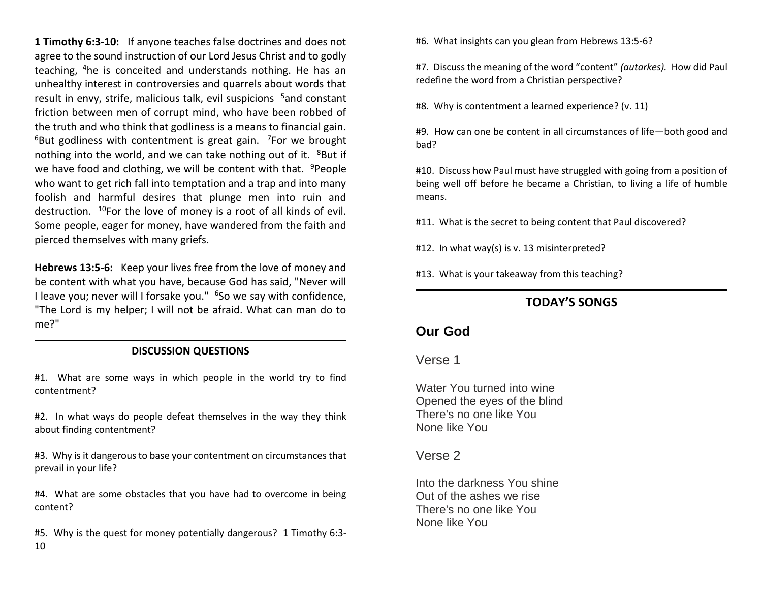**1 Timothy 6:3-10:** If anyone teaches false doctrines and does not agree to the sound instruction of our Lord Jesus Christ and to godly teaching, [4]he is conceited and understands nothing. He has an unhealthy interest in controversies and quarrels about words that result in envy, strife, malicious talk, evil suspicions [5]and constant friction between men of corrupt mind, who have been robbed of the truth and who think that godliness is a means to financial gain. [6]But godliness with contentment is great gain. [7]For we brought nothing into the world, and we can take nothing out of it. [8]But if we have food and clothing, we will be content with that. [9]People who want to get rich fall into temptation and a trap and into many foolish and harmful desires that plunge men into ruin and destruction. [10]For the love of money is a root of all kinds of evil. Some people, eager for money, have wandered from the faith and pierced themselves with many griefs.

**Hebrews 13:5-6:** Keep your lives free from the love of money and be content with what you have, because God has said, "Never will I leave you; never will I forsake you." [6]So we say with confidence, "The Lord is my helper; I will not be afraid. What can man do to me?"

---

### DISCUSSION QUESTIONS

#1. What are some ways in which people in the world try to find contentment?

#2. In what ways do people defeat themselves in the way they think about finding contentment?

#3. Why is it dangerous to base your contentment on circumstances that prevail in your life?

#4. What are some obstacles that you have had to overcome in being content?

#5. Why is the quest for money potentially dangerous? 1 Timothy 6:3-10

#6. What insights can you glean from Hebrews 13:5-6?

#7. Discuss the meaning of the word "content" *(autarkes).* How did Paul redefine the word from a Christian perspective?

#8. Why is contentment a learned experience? (v. 11)

#9. How can one be content in all circumstances of life—both good and bad?

#10. Discuss how Paul must have struggled with going from a position of being well off before he became a Christian, to living a life of humble means.

#11. What is the secret to being content that Paul discovered?

#12. In what way(s) is v. 13 misinterpreted?

#13. What is your takeaway from this teaching?

---

### TODAY'S SONGS

## Our God

Verse 1

Water You turned into wine
Opened the eyes of the blind
There's no one like You
None like You

Verse 2

Into the darkness You shine
Out of the ashes we rise
There's no one like You
None like You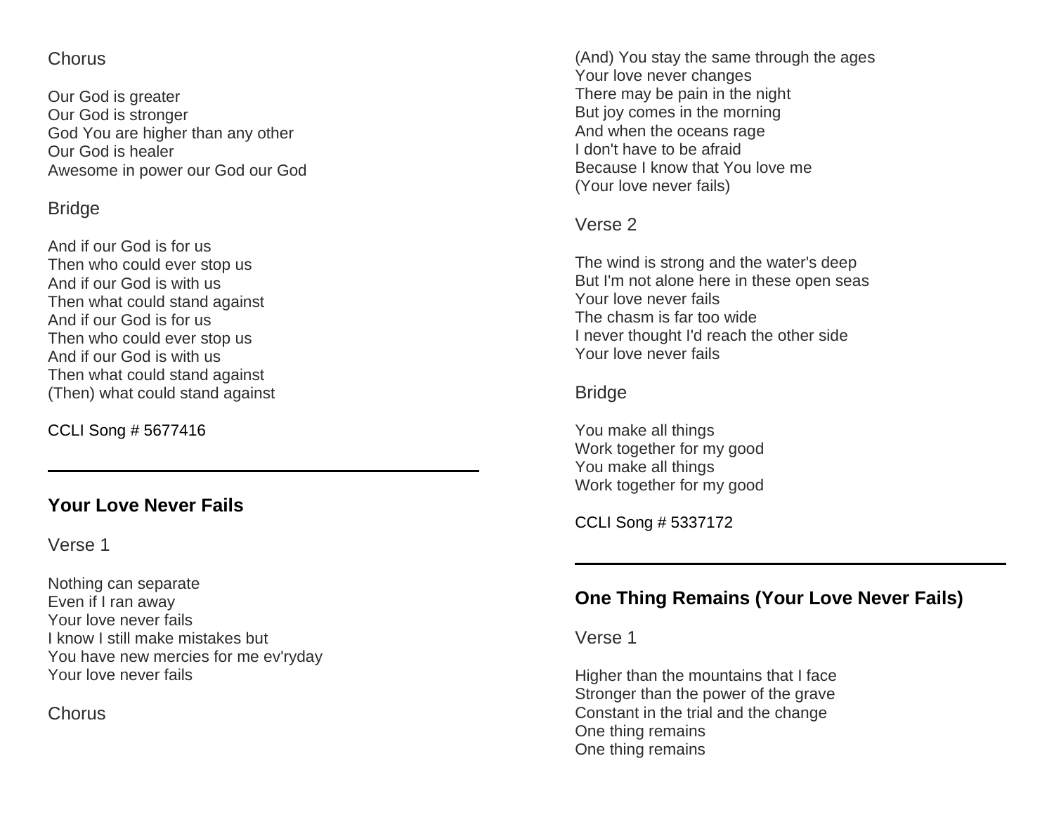Chorus

Our God is greater
Our God is stronger
God You are higher than any other
Our God is healer
Awesome in power our God our God

Bridge

And if our God is for us
Then who could ever stop us
And if our God is with us
Then what could stand against
And if our God is for us
Then who could ever stop us
And if our God is with us
Then what could stand against
(Then) what could stand against

CCLI Song # 5677416

---

## Your Love Never Fails

Verse 1

Nothing can separate
Even if I ran away
Your love never fails
I know I still make mistakes but
You have new mercies for me ev'ryday
Your love never fails

Chorus

(And) You stay the same through the ages
Your love never changes
There may be pain in the night
But joy comes in the morning
And when the oceans rage
I don't have to be afraid
Because I know that You love me
(Your love never fails)

Verse 2

The wind is strong and the water's deep
But I'm not alone here in these open seas
Your love never fails
The chasm is far too wide
I never thought I'd reach the other side
Your love never fails

Bridge

You make all things
Work together for my good
You make all things
Work together for my good

CCLI Song # 5337172

---

## One Thing Remains (Your Love Never Fails)

Verse 1

Higher than the mountains that I face
Stronger than the power of the grave
Constant in the trial and the change
One thing remains
One thing remains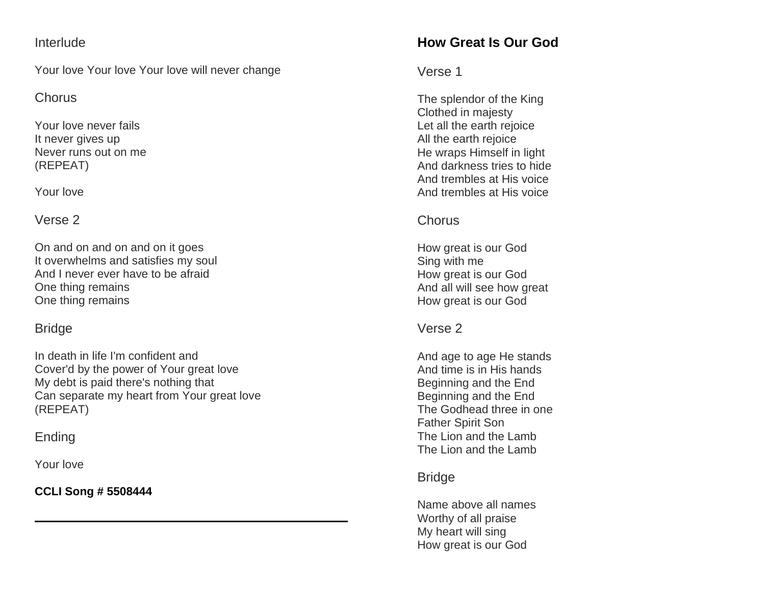Interlude

Your love Your love Your love will never change

Chorus

Your love never fails
It never gives up
Never runs out on me
(REPEAT)

Your love

Verse 2

On and on and on and on it goes
It overwhelms and satisfies my soul
And I never ever have to be afraid
One thing remains
One thing remains

Bridge

In death in life I'm confident and
Cover'd by the power of Your great love
My debt is paid there's nothing that
Can separate my heart from Your great love
(REPEAT)

Ending

Your love

**CCLI Song # 5508444**

---

**How Great Is Our God**

Verse 1

The splendor of the King
Clothed in majesty
Let all the earth rejoice
All the earth rejoice
He wraps Himself in light
And darkness tries to hide
And trembles at His voice
And trembles at His voice

Chorus

How great is our God
Sing with me
How great is our God
And all will see how great
How great is our God

Verse 2

And age to age He stands
And time is in His hands
Beginning and the End
Beginning and the End
The Godhead three in one
Father Spirit Son
The Lion and the Lamb
The Lion and the Lamb

Bridge

Name above all names
Worthy of all praise
My heart will sing
How great is our God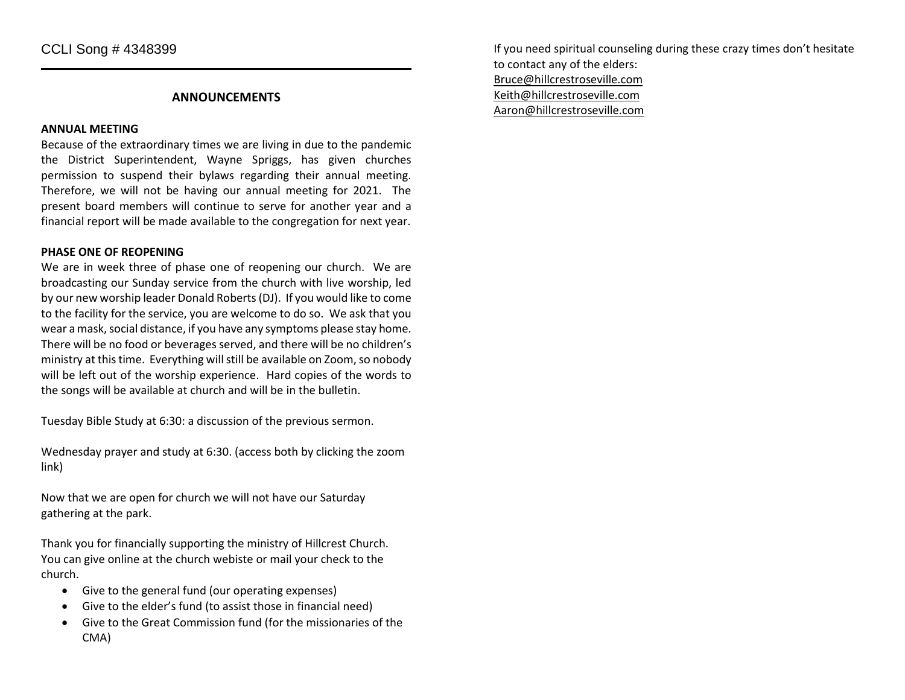CCLI Song # 4348399

---

## ANNOUNCEMENTS

**ANNUAL MEETING**

Because of the extraordinary times we are living in due to the pandemic the District Superintendent, Wayne Spriggs, has given churches permission to suspend their bylaws regarding their annual meeting. Therefore, we will not be having our annual meeting for 2021. The present board members will continue to serve for another year and a financial report will be made available to the congregation for next year.

**PHASE ONE OF REOPENING**

We are in week three of phase one of reopening our church. We are broadcasting our Sunday service from the church with live worship, led by our new worship leader Donald Roberts (DJ). If you would like to come to the facility for the service, you are welcome to do so. We ask that you wear a mask, social distance, if you have any symptoms please stay home. There will be no food or beverages served, and there will be no children's ministry at this time. Everything will still be available on Zoom, so nobody will be left out of the worship experience. Hard copies of the words to the songs will be available at church and will be in the bulletin.

Tuesday Bible Study at 6:30: a discussion of the previous sermon.

Wednesday prayer and study at 6:30. (access both by clicking the zoom link)

Now that we are open for church we will not have our Saturday gathering at the park.

Thank you for financially supporting the ministry of Hillcrest Church. You can give online at the church webiste or mail your check to the church.

- Give to the general fund (our operating expenses)
- Give to the elder's fund (to assist those in financial need)
- Give to the Great Commission fund (for the missionaries of the CMA)

If you need spiritual counseling during these crazy times don't hesitate to contact any of the elders:
Bruce@hillcrestroseville.com
Keith@hillcrestroseville.com
Aaron@hillcrestroseville.com